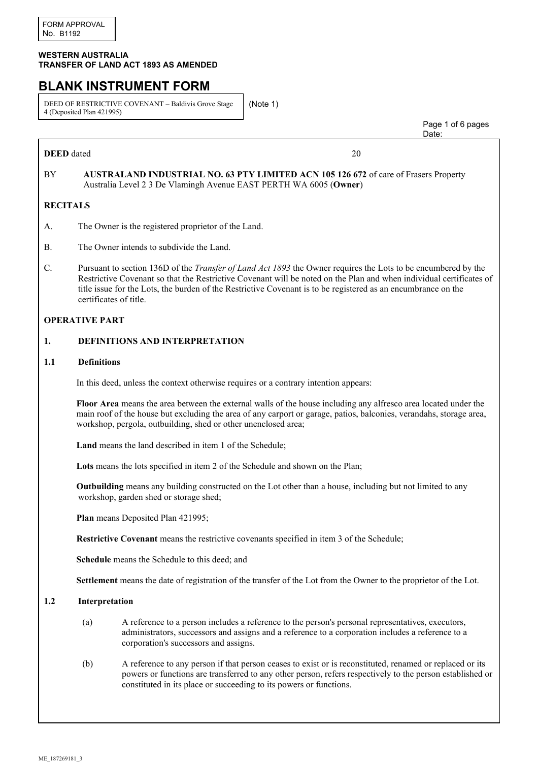FORM APPROVAL
No. B1192

**WESTERN AUSTRALIA**
**TRANSFER OF LAND ACT 1893 AS AMENDED**

# BLANK INSTRUMENT FORM

DEED OF RESTRICTIVE COVENANT – Baldivis Grove Stage 4 (Deposited Plan 421995)

(Note 1)

Date:

**DEED** dated 20

BY **AUSTRALAND INDUSTRIAL NO. 63 PTY LIMITED ACN 105 126 672** of care of Frasers Property Australia Level 2 3 De Vlamingh Avenue EAST PERTH WA 6005 (**Owner**)

## RECITALS

A. The Owner is the registered proprietor of the Land.

B. The Owner intends to subdivide the Land.

C. Pursuant to section 136D of the *Transfer of Land Act 1893* the Owner requires the Lots to be encumbered by the Restrictive Covenant so that the Restrictive Covenant will be noted on the Plan and when individual certificates of title issue for the Lots, the burden of the Restrictive Covenant is to be registered as an encumbrance on the certificates of title.

## OPERATIVE PART

### 1. DEFINITIONS AND INTERPRETATION

#### 1.1 Definitions

In this deed, unless the context otherwise requires or a contrary intention appears:

**Floor Area** means the area between the external walls of the house including any alfresco area located under the main roof of the house but excluding the area of any carport or garage, patios, balconies, verandahs, storage area, workshop, pergola, outbuilding, shed or other unenclosed area;

**Land** means the land described in item 1 of the Schedule;

**Lots** means the lots specified in item 2 of the Schedule and shown on the Plan;

**Outbuilding** means any building constructed on the Lot other than a house, including but not limited to any workshop, garden shed or storage shed;

**Plan** means Deposited Plan 421995;

**Restrictive Covenant** means the restrictive covenants specified in item 3 of the Schedule;

**Schedule** means the Schedule to this deed; and

**Settlement** means the date of registration of the transfer of the Lot from the Owner to the proprietor of the Lot.

#### 1.2 Interpretation

(a) A reference to a person includes a reference to the person's personal representatives, executors, administrators, successors and assigns and a reference to a corporation includes a reference to a corporation's successors and assigns.

(b) A reference to any person if that person ceases to exist or is reconstituted, renamed or replaced or its powers or functions are transferred to any other person, refers respectively to the person established or constituted in its place or succeeding to its powers or functions.

ME_187269181_3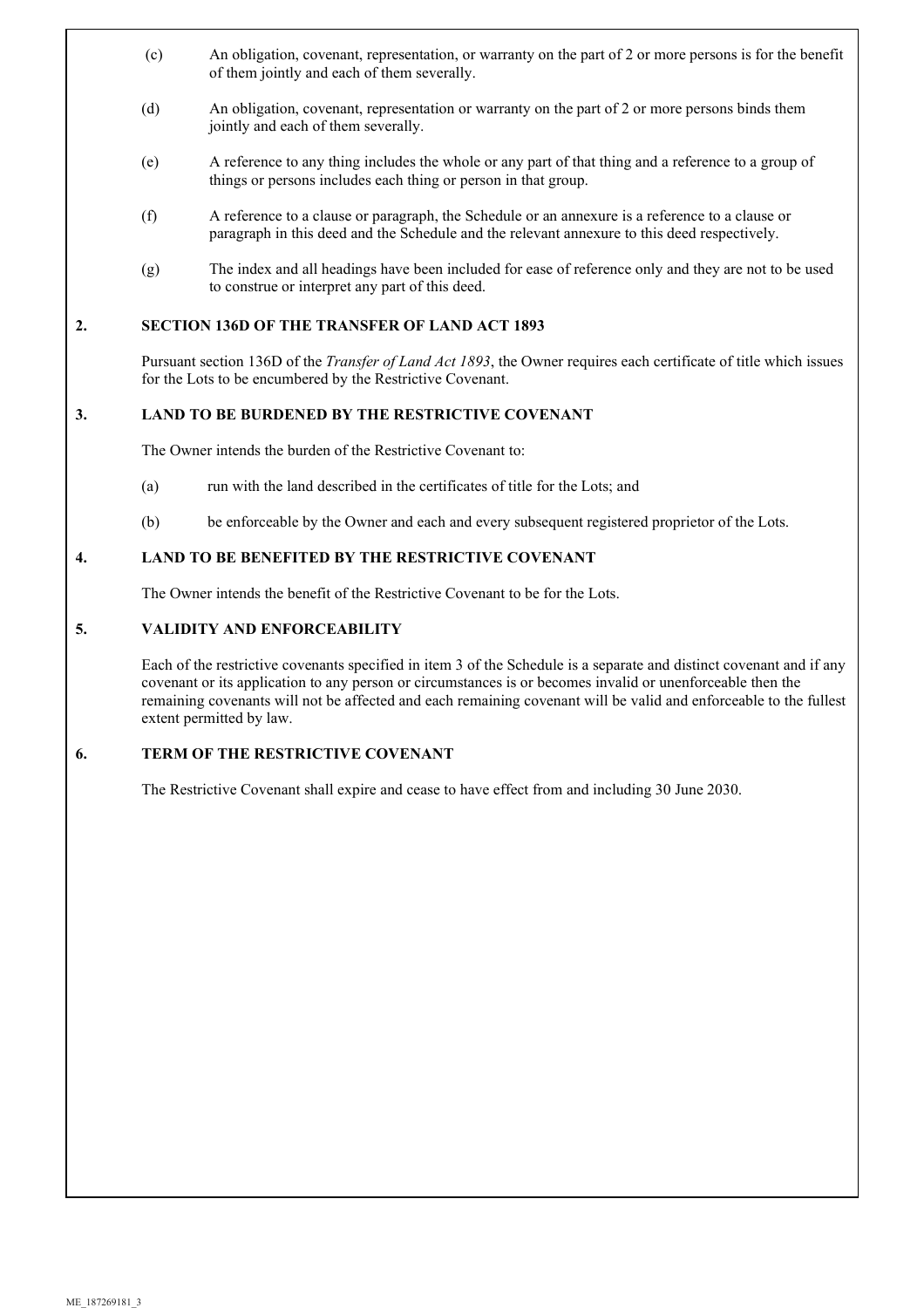(c) An obligation, covenant, representation, or warranty on the part of 2 or more persons is for the benefit of them jointly and each of them severally.

(d) An obligation, covenant, representation or warranty on the part of 2 or more persons binds them jointly and each of them severally.

(e) A reference to any thing includes the whole or any part of that thing and a reference to a group of things or persons includes each thing or person in that group.

(f) A reference to a clause or paragraph, the Schedule or an annexure is a reference to a clause or paragraph in this deed and the Schedule and the relevant annexure to this deed respectively.

(g) The index and all headings have been included for ease of reference only and they are not to be used to construe or interpret any part of this deed.

## 2. SECTION 136D OF THE TRANSFER OF LAND ACT 1893

Pursuant section 136D of the *Transfer of Land Act 1893*, the Owner requires each certificate of title which issues for the Lots to be encumbered by the Restrictive Covenant.

## 3. LAND TO BE BURDENED BY THE RESTRICTIVE COVENANT

The Owner intends the burden of the Restrictive Covenant to:

(a) run with the land described in the certificates of title for the Lots; and

(b) be enforceable by the Owner and each and every subsequent registered proprietor of the Lots.

## 4. LAND TO BE BENEFITED BY THE RESTRICTIVE COVENANT

The Owner intends the benefit of the Restrictive Covenant to be for the Lots.

## 5. VALIDITY AND ENFORCEABILITY

Each of the restrictive covenants specified in item 3 of the Schedule is a separate and distinct covenant and if any covenant or its application to any person or circumstances is or becomes invalid or unenforceable then the remaining covenants will not be affected and each remaining covenant will be valid and enforceable to the fullest extent permitted by law.

## 6. TERM OF THE RESTRICTIVE COVENANT

The Restrictive Covenant shall expire and cease to have effect from and including 30 June 2030.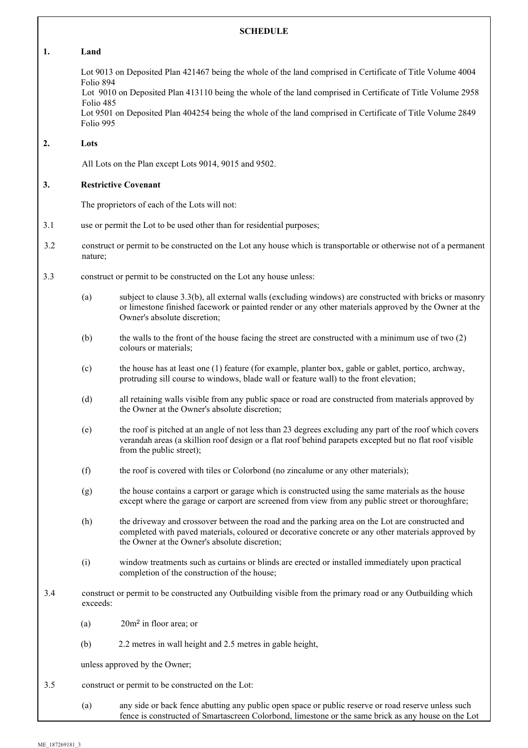**SCHEDULE**

**1. Land**

Lot 9013 on Deposited Plan 421467 being the whole of the land comprised in Certificate of Title Volume 4004 Folio 894
Lot 9010 on Deposited Plan 413110 being the whole of the land comprised in Certificate of Title Volume 2958 Folio 485
Lot 9501 on Deposited Plan 404254 being the whole of the land comprised in Certificate of Title Volume 2849 Folio 995

**2. Lots**

All Lots on the Plan except Lots 9014, 9015 and 9502.

**3. Restrictive Covenant**

The proprietors of each of the Lots will not:

3.1 use or permit the Lot to be used other than for residential purposes;

3.2 construct or permit to be constructed on the Lot any house which is transportable or otherwise not of a permanent nature;

3.3 construct or permit to be constructed on the Lot any house unless:

(a) subject to clause 3.3(b), all external walls (excluding windows) are constructed with bricks or masonry or limestone finished facework or painted render or any other materials approved by the Owner at the Owner's absolute discretion;

(b) the walls to the front of the house facing the street are constructed with a minimum use of two (2) colours or materials;

(c) the house has at least one (1) feature (for example, planter box, gable or gablet, portico, archway, protruding sill course to windows, blade wall or feature wall) to the front elevation;

(d) all retaining walls visible from any public space or road are constructed from materials approved by the Owner at the Owner's absolute discretion;

(e) the roof is pitched at an angle of not less than 23 degrees excluding any part of the roof which covers verandah areas (a skillion roof design or a flat roof behind parapets excepted but no flat roof visible from the public street);

(f) the roof is covered with tiles or Colorbond (no zincalume or any other materials);

(g) the house contains a carport or garage which is constructed using the same materials as the house except where the garage or carport are screened from view from any public street or thoroughfare;

(h) the driveway and crossover between the road and the parking area on the Lot are constructed and completed with paved materials, coloured or decorative concrete or any other materials approved by the Owner at the Owner's absolute discretion;

(i) window treatments such as curtains or blinds are erected or installed immediately upon practical completion of the construction of the house;

3.4 construct or permit to be constructed any Outbuilding visible from the primary road or any Outbuilding which exceeds:

(a) $20m^2$ in floor area; or

(b) 2.2 metres in wall height and 2.5 metres in gable height,

unless approved by the Owner;

3.5 construct or permit to be constructed on the Lot:

(a) any side or back fence abutting any public open space or public reserve or road reserve unless such fence is constructed of Smartascreen Colorbond, limestone or the same brick as any house on the Lot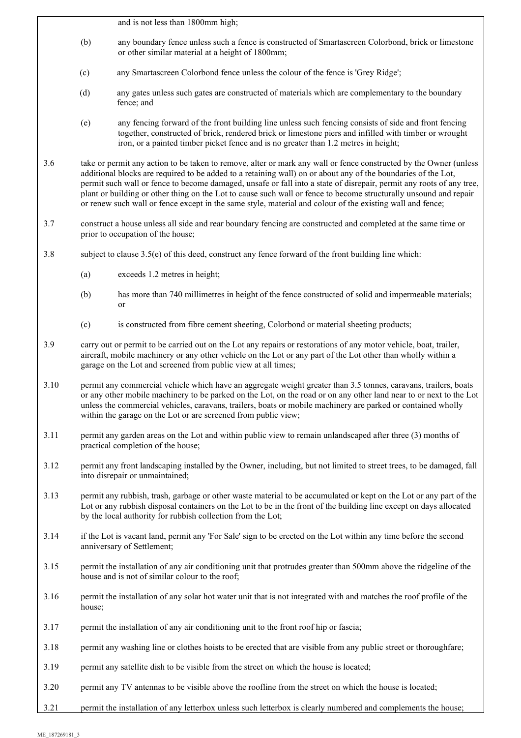and is not less than 1800mm high;

(b) any boundary fence unless such a fence is constructed of Smartascreen Colorbond, brick or limestone or other similar material at a height of 1800mm;

(c) any Smartascreen Colorbond fence unless the colour of the fence is 'Grey Ridge';

(d) any gates unless such gates are constructed of materials which are complementary to the boundary fence; and

(e) any fencing forward of the front building line unless such fencing consists of side and front fencing together, constructed of brick, rendered brick or limestone piers and infilled with timber or wrought iron, or a painted timber picket fence and is no greater than 1.2 metres in height;

3.6 take or permit any action to be taken to remove, alter or mark any wall or fence constructed by the Owner (unless additional blocks are required to be added to a retaining wall) on or about any of the boundaries of the Lot, permit such wall or fence to become damaged, unsafe or fall into a state of disrepair, permit any roots of any tree, plant or building or other thing on the Lot to cause such wall or fence to become structurally unsound and repair or renew such wall or fence except in the same style, material and colour of the existing wall and fence;

3.7 construct a house unless all side and rear boundary fencing are constructed and completed at the same time or prior to occupation of the house;

3.8 subject to clause 3.5(e) of this deed, construct any fence forward of the front building line which:

(a) exceeds 1.2 metres in height;

(b) has more than 740 millimetres in height of the fence constructed of solid and impermeable materials; or

(c) is constructed from fibre cement sheeting, Colorbond or material sheeting products;

3.9 carry out or permit to be carried out on the Lot any repairs or restorations of any motor vehicle, boat, trailer, aircraft, mobile machinery or any other vehicle on the Lot or any part of the Lot other than wholly within a garage on the Lot and screened from public view at all times;

3.10 permit any commercial vehicle which have an aggregate weight greater than 3.5 tonnes, caravans, trailers, boats or any other mobile machinery to be parked on the Lot, on the road or on any other land near to or next to the Lot unless the commercial vehicles, caravans, trailers, boats or mobile machinery are parked or contained wholly within the garage on the Lot or are screened from public view;

3.11 permit any garden areas on the Lot and within public view to remain unlandscaped after three (3) months of practical completion of the house;

3.12 permit any front landscaping installed by the Owner, including, but not limited to street trees, to be damaged, fall into disrepair or unmaintained;

3.13 permit any rubbish, trash, garbage or other waste material to be accumulated or kept on the Lot or any part of the Lot or any rubbish disposal containers on the Lot to be in the front of the building line except on days allocated by the local authority for rubbish collection from the Lot;

3.14 if the Lot is vacant land, permit any 'For Sale' sign to be erected on the Lot within any time before the second anniversary of Settlement;

3.15 permit the installation of any air conditioning unit that protrudes greater than 500mm above the ridgeline of the house and is not of similar colour to the roof;

3.16 permit the installation of any solar hot water unit that is not integrated with and matches the roof profile of the house;

3.17 permit the installation of any air conditioning unit to the front roof hip or fascia;

3.18 permit any washing line or clothes hoists to be erected that are visible from any public street or thoroughfare;

3.19 permit any satellite dish to be visible from the street on which the house is located;

3.20 permit any TV antennas to be visible above the roofline from the street on which the house is located;

3.21 permit the installation of any letterbox unless such letterbox is clearly numbered and complements the house;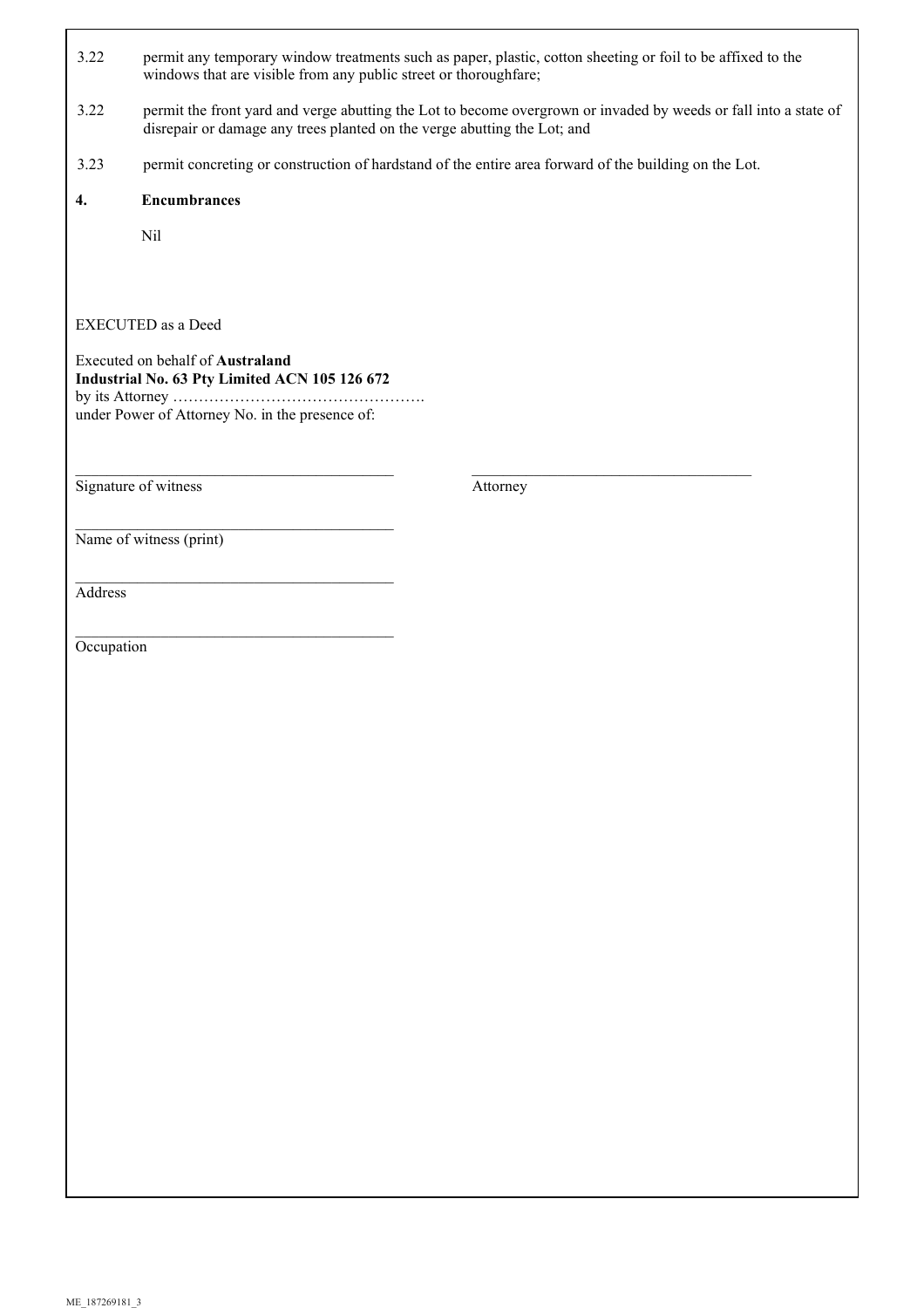3.22 permit any temporary window treatments such as paper, plastic, cotton sheeting or foil to be affixed to the windows that are visible from any public street or thoroughfare;

3.22 permit the front yard and verge abutting the Lot to become overgrown or invaded by weeds or fall into a state of disrepair or damage any trees planted on the verge abutting the Lot; and

3.23 permit concreting or construction of hardstand of the entire area forward of the building on the Lot.

**4. Encumbrances**

Nil

EXECUTED as a Deed

Executed on behalf of **Australand Industrial No. 63 Pty Limited ACN 105 126 672**
by its Attorney ………………………………………….
under Power of Attorney No. in the presence of:

\_\_\_\_\_\_\_\_\_\_\_\_\_\_\_\_\_\_\_\_\_\_\_\_\_\_\_\_\_\_\_\_\_\_\_\_\_\_\_\_
Signature of witness

\_\_\_\_\_\_\_\_\_\_\_\_\_\_\_\_\_\_\_\_\_\_\_\_\_\_\_\_\_\_\_\_\_\_\_\_\_\_\_\_
Attorney

\_\_\_\_\_\_\_\_\_\_\_\_\_\_\_\_\_\_\_\_\_\_\_\_\_\_\_\_\_\_\_\_\_\_\_\_\_\_\_\_
Name of witness (print)

\_\_\_\_\_\_\_\_\_\_\_\_\_\_\_\_\_\_\_\_\_\_\_\_\_\_\_\_\_\_\_\_\_\_\_\_\_\_\_\_
Address

\_\_\_\_\_\_\_\_\_\_\_\_\_\_\_\_\_\_\_\_\_\_\_\_\_\_\_\_\_\_\_\_\_\_\_\_\_\_\_\_
Occupation

ME_187269181_3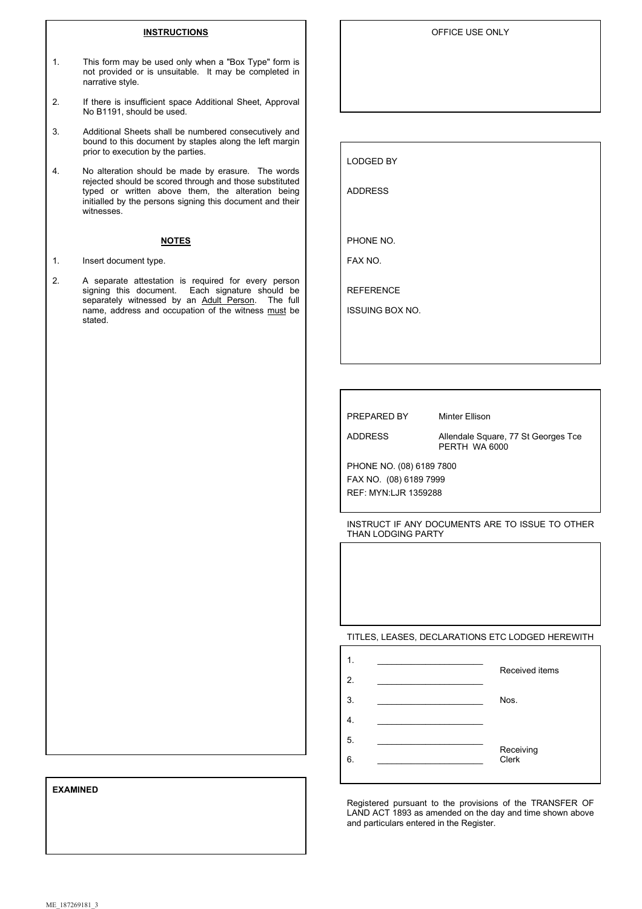## INSTRUCTIONS

1. This form may be used only when a "Box Type" form is not provided or is unsuitable. It may be completed in narrative style.
2. If there is insufficient space Additional Sheet, Approval No B1191, should be used.
3. Additional Sheets shall be numbered consecutively and bound to this document by staples along the left margin prior to execution by the parties.
4. No alteration should be made by erasure. The words rejected should be scored through and those substituted typed or written above them, the alteration being initialled by the persons signing this document and their witnesses.

## NOTES

1. Insert document type.
2. A separate attestation is required for every person signing this document. Each signature should be separately witnessed by an Adult Person. The full name, address and occupation of the witness must be stated.

**EXAMINED**

OFFICE USE ONLY

LODGED BY

ADDRESS

PHONE NO.

FAX NO.

REFERENCE

ISSUING BOX NO.

| | |
|---|---|
| PREPARED BY | Minter Ellison |
| ADDRESS | Allendale Square, 77 St Georges Tce PERTH WA 6000 |

PHONE NO. (08) 6189 7800

FAX NO. (08) 6189 7999

REF: MYN:LJR 1359288

INSTRUCT IF ANY DOCUMENTS ARE TO ISSUE TO OTHER THAN LODGING PARTY

TITLES, LEASES, DECLARATIONS ETC LODGED HEREWITH

1. ______________________
2. ______________________
3. ______________________
4. ______________________
5. ______________________
6. ______________________

Received items

Nos.

Receiving Clerk

Registered pursuant to the provisions of the TRANSFER OF LAND ACT 1893 as amended on the day and time shown above and particulars entered in the Register.

ME_187269181_3